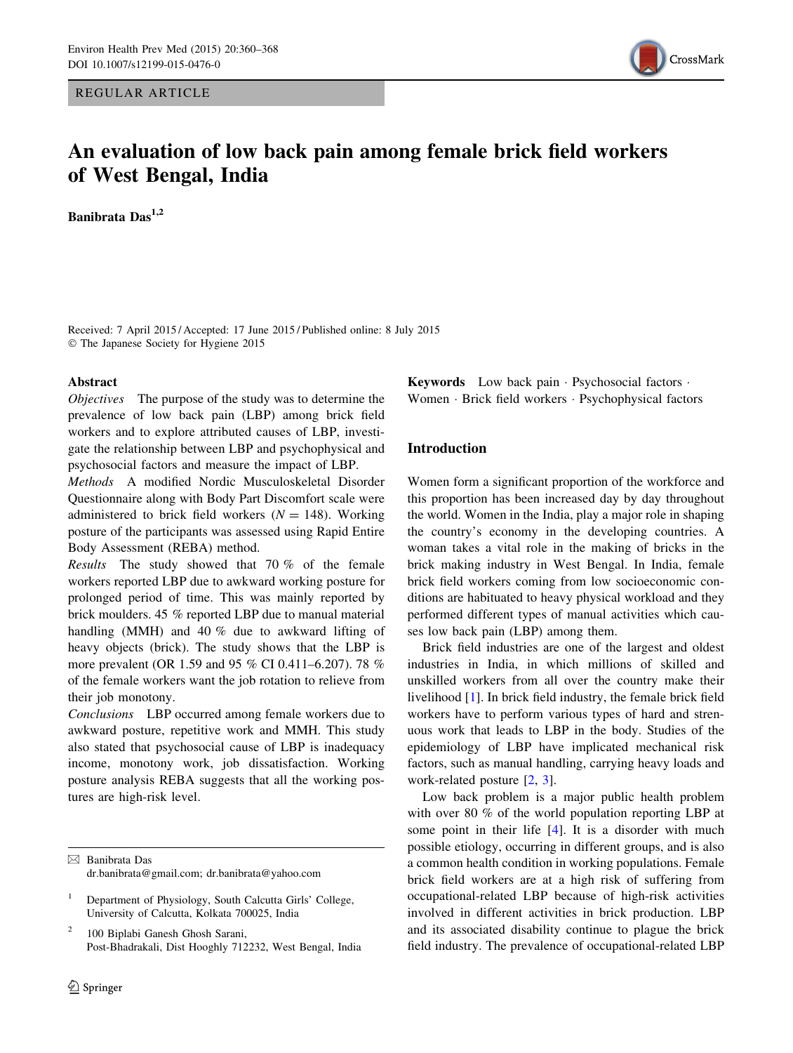REGULAR ARTICLE

# An evaluation of low back pain among female brick field workers of West Bengal, India

**Banibrata Das**[1,2]

Received: 7 April 2015 / Accepted: 17 June 2015 / Published online: 8 July 2015
© The Japanese Society for Hygiene 2015

## Abstract

*Objectives* The purpose of the study was to determine the prevalence of low back pain (LBP) among brick field workers and to explore attributed causes of LBP, investigate the relationship between LBP and psychophysical and psychosocial factors and measure the impact of LBP.

*Methods* A modified Nordic Musculoskeletal Disorder Questionnaire along with Body Part Discomfort scale were administered to brick field workers ($N = 148$). Working posture of the participants was assessed using Rapid Entire Body Assessment (REBA) method.

*Results* The study showed that 70 % of the female workers reported LBP due to awkward working posture for prolonged period of time. This was mainly reported by brick moulders. 45 % reported LBP due to manual material handling (MMH) and 40 % due to awkward lifting of heavy objects (brick). The study shows that the LBP is more prevalent (OR 1.59 and 95 % CI 0.411–6.207). 78 % of the female workers want the job rotation to relieve from their job monotony.

*Conclusions* LBP occurred among female workers due to awkward posture, repetitive work and MMH. This study also stated that psychosocial cause of LBP is inadequacy income, monotony work, job dissatisfaction. Working posture analysis REBA suggests that all the working postures are high-risk level.

**Keywords** Low back pain · Psychosocial factors · Women · Brick field workers · Psychophysical factors

✉ Banibrata Das
dr.banibrata@gmail.com; dr.banibrata@yahoo.com

[1] Department of Physiology, South Calcutta Girls' College, University of Calcutta, Kolkata 700025, India

[2] 100 Biplabi Ganesh Ghosh Sarani, Post-Bhadrakali, Dist Hooghly 712232, West Bengal, India

## Introduction

Women form a significant proportion of the workforce and this proportion has been increased day by day throughout the world. Women in the India, play a major role in shaping the country's economy in the developing countries. A woman takes a vital role in the making of bricks in the brick making industry in West Bengal. In India, female brick field workers coming from low socioeconomic conditions are habituated to heavy physical workload and they performed different types of manual activities which causes low back pain (LBP) among them.

Brick field industries are one of the largest and oldest industries in India, in which millions of skilled and unskilled workers from all over the country make their livelihood [1]. In brick field industry, the female brick field workers have to perform various types of hard and strenuous work that leads to LBP in the body. Studies of the epidemiology of LBP have implicated mechanical risk factors, such as manual handling, carrying heavy loads and work-related posture [2, 3].

Low back problem is a major public health problem with over 80 % of the world population reporting LBP at some point in their life [4]. It is a disorder with much possible etiology, occurring in different groups, and is also a common health condition in working populations. Female brick field workers are at a high risk of suffering from occupational-related LBP because of high-risk activities involved in different activities in brick production. LBP and its associated disability continue to plague the brick field industry. The prevalence of occupational-related LBP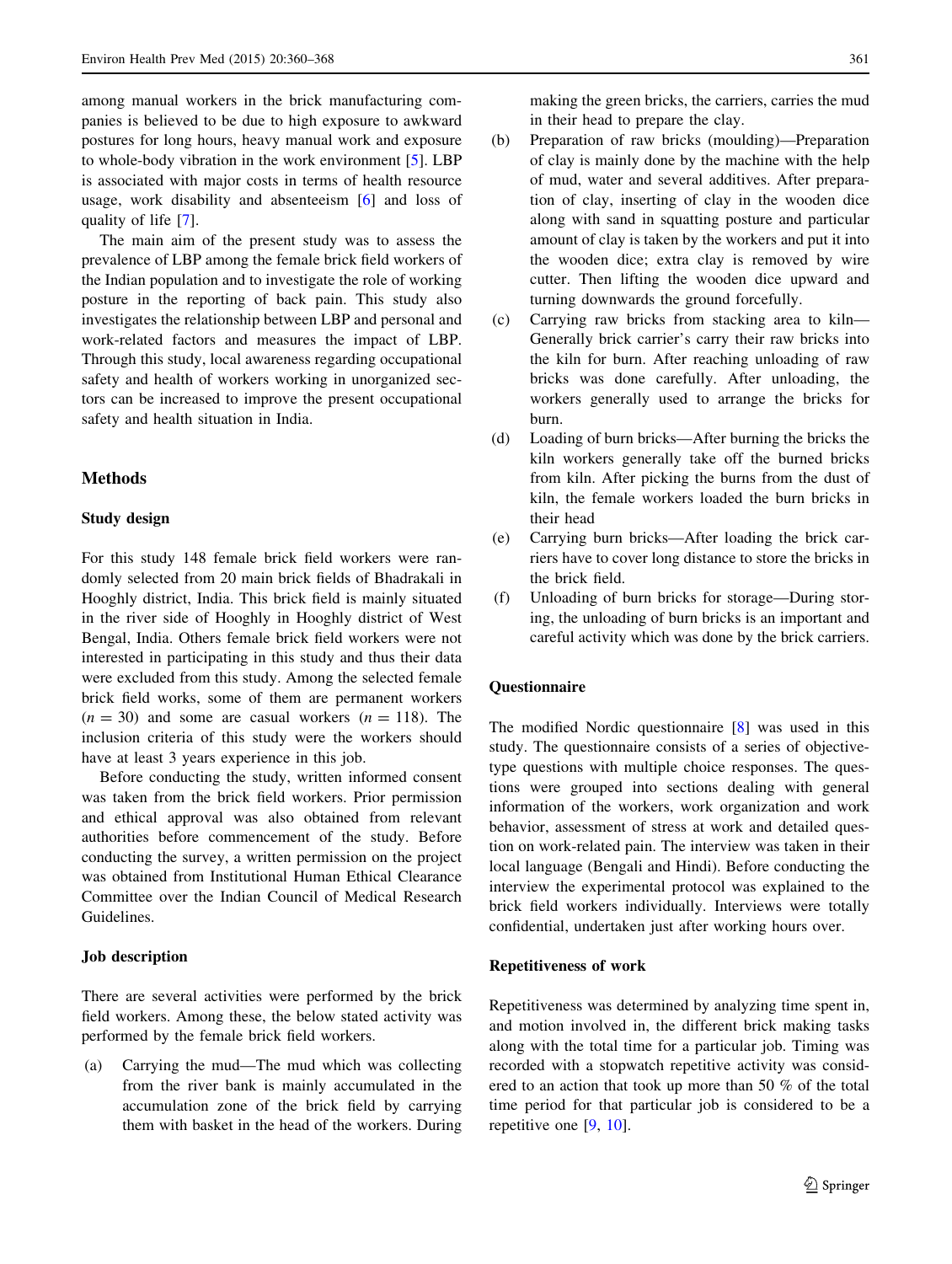among manual workers in the brick manufacturing companies is believed to be due to high exposure to awkward postures for long hours, heavy manual work and exposure to whole-body vibration in the work environment [5]. LBP is associated with major costs in terms of health resource usage, work disability and absenteeism [6] and loss of quality of life [7].

The main aim of the present study was to assess the prevalence of LBP among the female brick field workers of the Indian population and to investigate the role of working posture in the reporting of back pain. This study also investigates the relationship between LBP and personal and work-related factors and measures the impact of LBP. Through this study, local awareness regarding occupational safety and health of workers working in unorganized sectors can be increased to improve the present occupational safety and health situation in India.

## Methods

### Study design

For this study 148 female brick field workers were randomly selected from 20 main brick fields of Bhadrakali in Hooghly district, India. This brick field is mainly situated in the river side of Hooghly in Hooghly district of West Bengal, India. Others female brick field workers were not interested in participating in this study and thus their data were excluded from this study. Among the selected female brick field works, some of them are permanent workers ($n = 30$) and some are casual workers ($n = 118$). The inclusion criteria of this study were the workers should have at least 3 years experience in this job.

Before conducting the study, written informed consent was taken from the brick field workers. Prior permission and ethical approval was also obtained from relevant authorities before commencement of the study. Before conducting the survey, a written permission on the project was obtained from Institutional Human Ethical Clearance Committee over the Indian Council of Medical Research Guidelines.

### Job description

There are several activities were performed by the brick field workers. Among these, the below stated activity was performed by the female brick field workers.

(a) Carrying the mud—The mud which was collecting from the river bank is mainly accumulated in the accumulation zone of the brick field by carrying them with basket in the head of the workers. During making the green bricks, the carriers, carries the mud in their head to prepare the clay.

(b) Preparation of raw bricks (moulding)—Preparation of clay is mainly done by the machine with the help of mud, water and several additives. After preparation of clay, inserting of clay in the wooden dice along with sand in squatting posture and particular amount of clay is taken by the workers and put it into the wooden dice; extra clay is removed by wire cutter. Then lifting the wooden dice upward and turning downwards the ground forcefully.

(c) Carrying raw bricks from stacking area to kiln—Generally brick carrier's carry their raw bricks into the kiln for burn. After reaching unloading of raw bricks was done carefully. After unloading, the workers generally used to arrange the bricks for burn.

(d) Loading of burn bricks—After burning the bricks the kiln workers generally take off the burned bricks from kiln. After picking the burns from the dust of kiln, the female workers loaded the burn bricks in their head

(e) Carrying burn bricks—After loading the brick carriers have to cover long distance to store the bricks in the brick field.

(f) Unloading of burn bricks for storage—During storing, the unloading of burn bricks is an important and careful activity which was done by the brick carriers.

### Questionnaire

The modified Nordic questionnaire [8] was used in this study. The questionnaire consists of a series of objective-type questions with multiple choice responses. The questions were grouped into sections dealing with general information of the workers, work organization and work behavior, assessment of stress at work and detailed question on work-related pain. The interview was taken in their local language (Bengali and Hindi). Before conducting the interview the experimental protocol was explained to the brick field workers individually. Interviews were totally confidential, undertaken just after working hours over.

### Repetitiveness of work

Repetitiveness was determined by analyzing time spent in, and motion involved in, the different brick making tasks along with the total time for a particular job. Timing was recorded with a stopwatch repetitive activity was considered to an action that took up more than 50 % of the total time period for that particular job is considered to be a repetitive one [9, 10].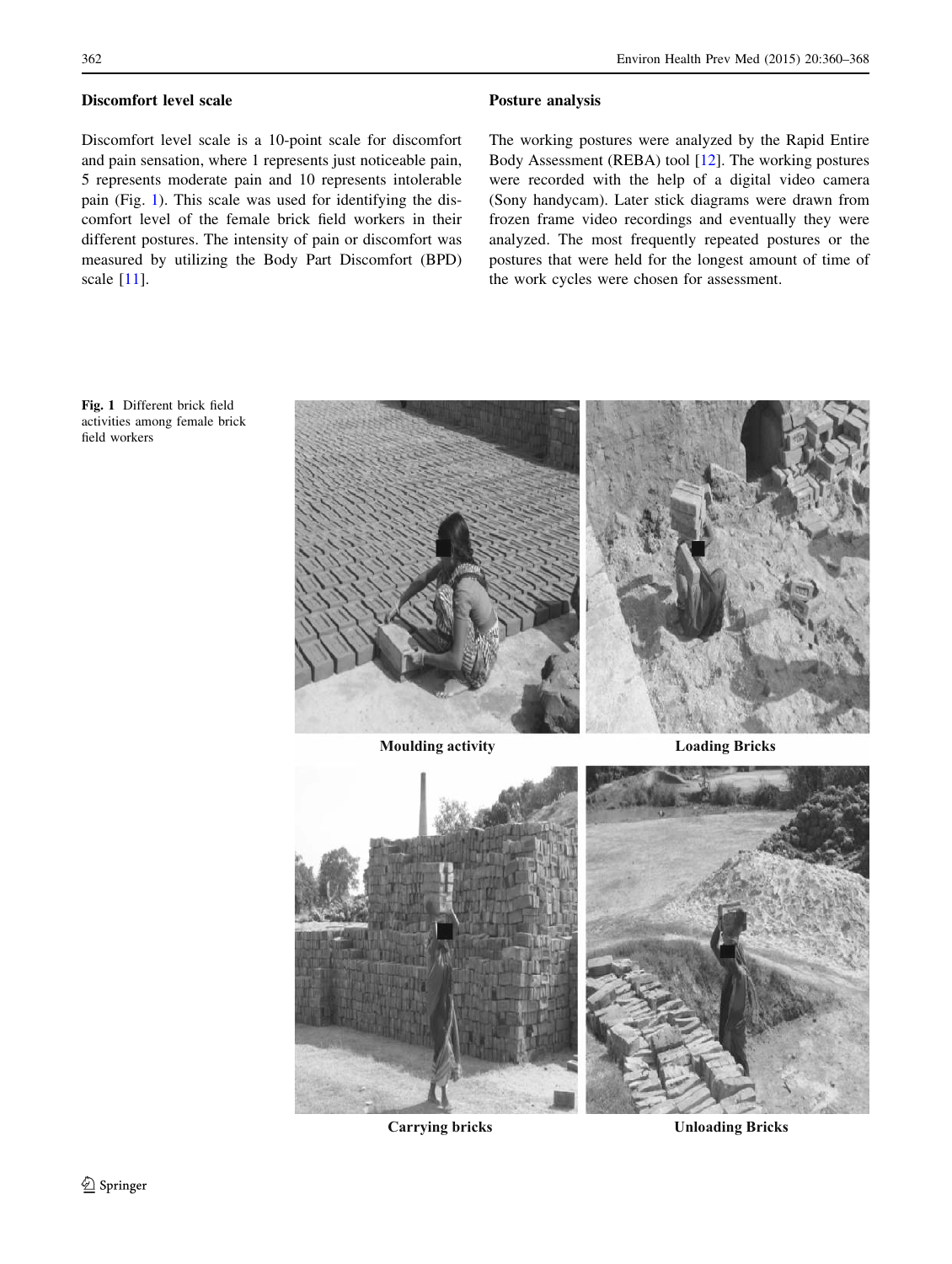### Discomfort level scale

Discomfort level scale is a 10-point scale for discomfort and pain sensation, where 1 represents just noticeable pain, 5 represents moderate pain and 10 represents intolerable pain (Fig. 1). This scale was used for identifying the discomfort level of the female brick field workers in their different postures. The intensity of pain or discomfort was measured by utilizing the Body Part Discomfort (BPD) scale [11].

### Posture analysis

The working postures were analyzed by the Rapid Entire Body Assessment (REBA) tool [12]. The working postures were recorded with the help of a digital video camera (Sony handycam). Later stick diagrams were drawn from frozen frame video recordings and eventually they were analyzed. The most frequently repeated postures or the postures that were held for the longest amount of time of the work cycles were chosen for assessment.

Moulding activity

Loading Bricks

Carrying bricks

Unloading Bricks

**Fig. 1** Different brick field activities among female brick field workers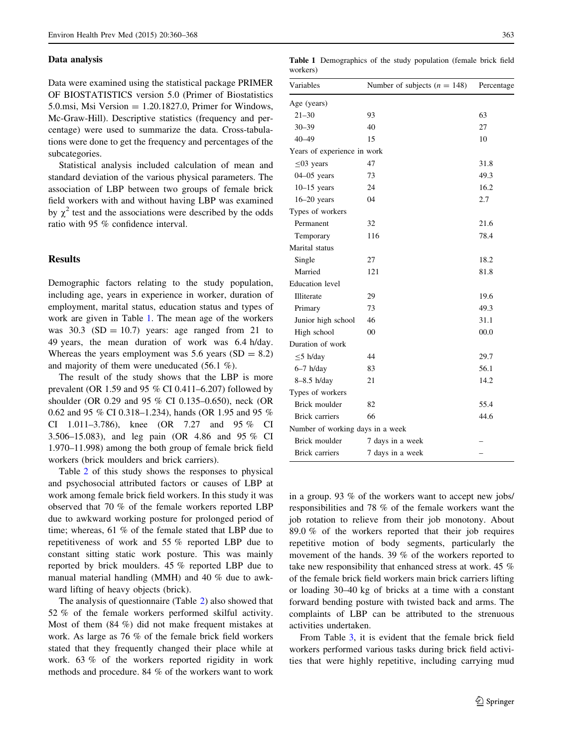### Data analysis

Data were examined using the statistical package PRIMER OF BIOSTATISTICS version 5.0 (Primer of Biostatistics 5.0.msi, Msi Version = 1.20.1827.0, Primer for Windows, Mc-Graw-Hill). Descriptive statistics (frequency and percentage) were used to summarize the data. Cross-tabulations were done to get the frequency and percentages of the subcategories.

Statistical analysis included calculation of mean and standard deviation of the various physical parameters. The association of LBP between two groups of female brick field workers with and without having LBP was examined by $\chi^2$ test and the associations were described by the odds ratio with 95 % confidence interval.

## Results

Demographic factors relating to the study population, including age, years in experience in worker, duration of employment, marital status, education status and types of work are given in Table 1. The mean age of the workers was 30.3 (SD = 10.7) years: age ranged from 21 to 49 years, the mean duration of work was 6.4 h/day. Whereas the years employment was 5.6 years (SD = 8.2) and majority of them were uneducated (56.1 %).

The result of the study shows that the LBP is more prevalent (OR 1.59 and 95 % CI 0.411–6.207) followed by shoulder (OR 0.29 and 95 % CI 0.135–0.650), neck (OR 0.62 and 95 % CI 0.318–1.234), hands (OR 1.95 and 95 % CI 1.011–3.786), knee (OR 7.27 and 95 % CI 3.506–15.083), and leg pain (OR 4.86 and 95 % CI 1.970–11.998) among the both group of female brick field workers (brick moulders and brick carriers).

Table 2 of this study shows the responses to physical and psychosocial attributed factors or causes of LBP at work among female brick field workers. In this study it was observed that 70 % of the female workers reported LBP due to awkward working posture for prolonged period of time; whereas, 61 % of the female stated that LBP due to repetitiveness of work and 55 % reported LBP due to constant sitting static work posture. This was mainly reported by brick moulders. 45 % reported LBP due to manual material handling (MMH) and 40 % due to awkward lifting of heavy objects (brick).

The analysis of questionnaire (Table 2) also showed that 52 % of the female workers performed skilful activity. Most of them (84 %) did not make frequent mistakes at work. As large as 76 % of the female brick field workers stated that they frequently changed their place while at work. 63 % of the workers reported rigidity in work methods and procedure. 84 % of the workers want to work in a group. 93 % of the workers want to accept new jobs/responsibilities and 78 % of the female workers want the job rotation to relieve from their job monotony. About 89.0 % of the workers reported that their job requires repetitive motion of body segments, particularly the movement of the hands. 39 % of the workers reported to take new responsibility that enhanced stress at work. 45 % of the female brick field workers main brick carriers lifting or loading 30–40 kg of bricks at a time with a constant forward bending posture with twisted back and arms. The complaints of LBP can be attributed to the strenuous activities undertaken.

From Table 3, it is evident that the female brick field workers performed various tasks during brick field activities that were highly repetitive, including carrying mud

**Table 1** Demographics of the study population (female brick field workers)

| Variables | Number of subjects (n = 148) | Percentage |
|---|---|---|
| Age (years) | | |
| 21–30 | 93 | 63 |
| 30–39 | 40 | 27 |
| 40–49 | 15 | 10 |
| Years of experience in work | | |
| ≤03 years | 47 | 31.8 |
| 04–05 years | 73 | 49.3 |
| 10–15 years | 24 | 16.2 |
| 16–20 years | 04 | 2.7 |
| Types of workers | | |
| Permanent | 32 | 21.6 |
| Temporary | 116 | 78.4 |
| Marital status | | |
| Single | 27 | 18.2 |
| Married | 121 | 81.8 |
| Education level | | |
| Illiterate | 29 | 19.6 |
| Primary | 73 | 49.3 |
| Junior high school | 46 | 31.1 |
| High school | 00 | 00.0 |
| Duration of work | | |
| ≤5 h/day | 44 | 29.7 |
| 6–7 h/day | 83 | 56.1 |
| 8–8.5 h/day | 21 | 14.2 |
| Types of workers | | |
| Brick moulder | 82 | 55.4 |
| Brick carriers | 66 | 44.6 |
| Number of working days in a week | | |
| Brick moulder | 7 days in a week | – |
| Brick carriers | 7 days in a week | – |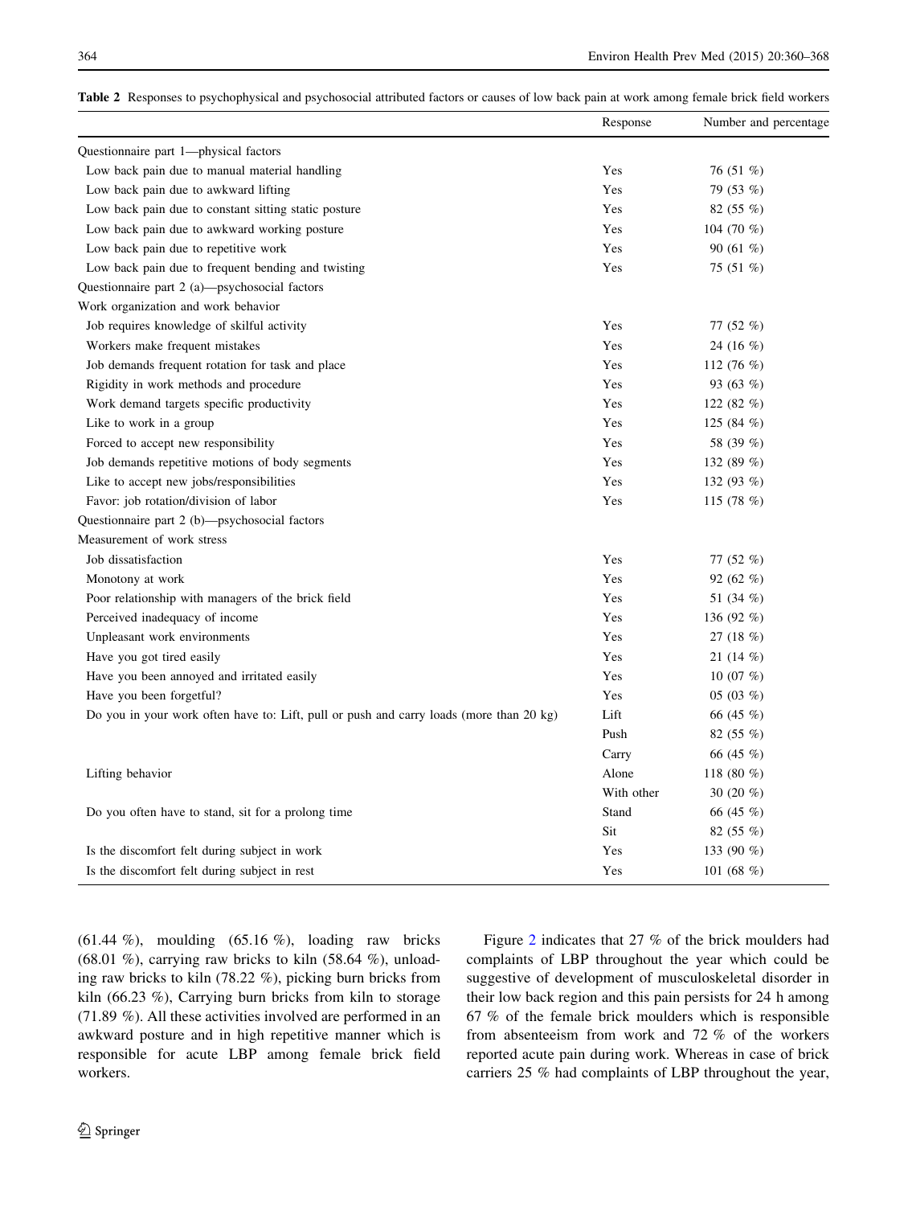**Table 2** Responses to psychophysical and psychosocial attributed factors or causes of low back pain at work among female brick field workers

| | Response | Number and percentage |
|---|---|---|
| Questionnaire part 1—physical factors | | |
| Low back pain due to manual material handling | Yes | 76 (51 %) |
| Low back pain due to awkward lifting | Yes | 79 (53 %) |
| Low back pain due to constant sitting static posture | Yes | 82 (55 %) |
| Low back pain due to awkward working posture | Yes | 104 (70 %) |
| Low back pain due to repetitive work | Yes | 90 (61 %) |
| Low back pain due to frequent bending and twisting | Yes | 75 (51 %) |
| Questionnaire part 2 (a)—psychosocial factors | | |
| Work organization and work behavior | | |
| Job requires knowledge of skilful activity | Yes | 77 (52 %) |
| Workers make frequent mistakes | Yes | 24 (16 %) |
| Job demands frequent rotation for task and place | Yes | 112 (76 %) |
| Rigidity in work methods and procedure | Yes | 93 (63 %) |
| Work demand targets specific productivity | Yes | 122 (82 %) |
| Like to work in a group | Yes | 125 (84 %) |
| Forced to accept new responsibility | Yes | 58 (39 %) |
| Job demands repetitive motions of body segments | Yes | 132 (89 %) |
| Like to accept new jobs/responsibilities | Yes | 132 (93 %) |
| Favor: job rotation/division of labor | Yes | 115 (78 %) |
| Questionnaire part 2 (b)—psychosocial factors | | |
| Measurement of work stress | | |
| Job dissatisfaction | Yes | 77 (52 %) |
| Monotony at work | Yes | 92 (62 %) |
| Poor relationship with managers of the brick field | Yes | 51 (34 %) |
| Perceived inadequacy of income | Yes | 136 (92 %) |
| Unpleasant work environments | Yes | 27 (18 %) |
| Have you got tired easily | Yes | 21 (14 %) |
| Have you been annoyed and irritated easily | Yes | 10 (07 %) |
| Have you been forgetful? | Yes | 05 (03 %) |
| Do you in your work often have to: Lift, pull or push and carry loads (more than 20 kg) | Lift | 66 (45 %) |
| | Push | 82 (55 %) |
| | Carry | 66 (45 %) |
| Lifting behavior | Alone | 118 (80 %) |
| | With other | 30 (20 %) |
| Do you often have to stand, sit for a prolong time | Stand | 66 (45 %) |
| | Sit | 82 (55 %) |
| Is the discomfort felt during subject in work | Yes | 133 (90 %) |
| Is the discomfort felt during subject in rest | Yes | 101 (68 %) |

(61.44 %), moulding (65.16 %), loading raw bricks (68.01 %), carrying raw bricks to kiln (58.64 %), unloading raw bricks to kiln (78.22 %), picking burn bricks from kiln (66.23 %), Carrying burn bricks from kiln to storage (71.89 %). All these activities involved are performed in an awkward posture and in high repetitive manner which is responsible for acute LBP among female brick field workers.

Figure 2 indicates that 27 % of the brick moulders had complaints of LBP throughout the year which could be suggestive of development of musculoskeletal disorder in their low back region and this pain persists for 24 h among 67 % of the female brick moulders which is responsible from absenteeism from work and 72 % of the workers reported acute pain during work. Whereas in case of brick carriers 25 % had complaints of LBP throughout the year,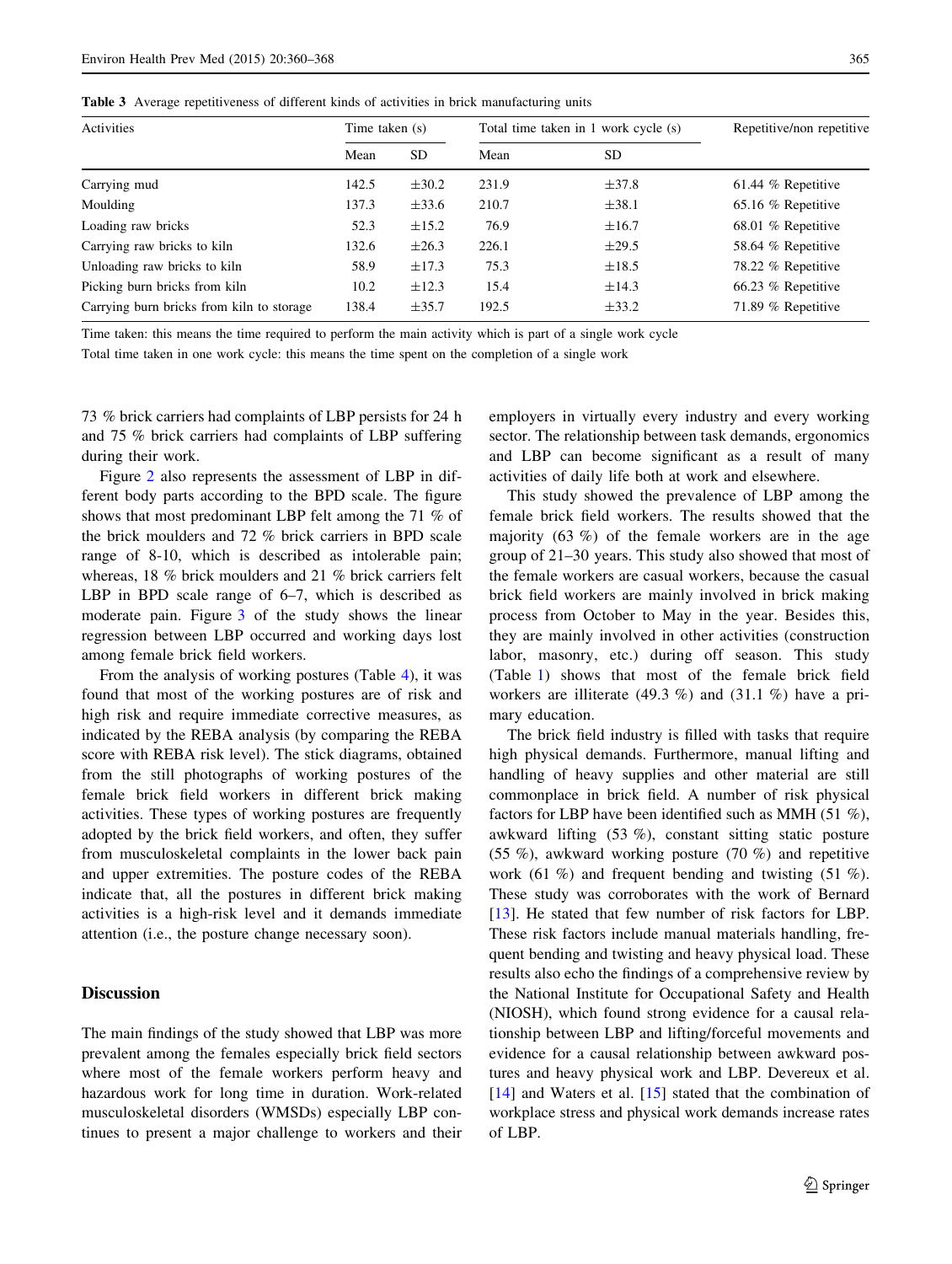**Table 3** Average repetitiveness of different kinds of activities in brick manufacturing units

| Activities | Time taken (s) | | Total time taken in 1 work cycle (s) | | Repetitive/non repetitive |
|---|---|---|---|---|---|
| | Mean | SD | Mean | SD | |
| Carrying mud | 142.5 | ±30.2 | 231.9 | ±37.8 | 61.44 % Repetitive |
| Moulding | 137.3 | ±33.6 | 210.7 | ±38.1 | 65.16 % Repetitive |
| Loading raw bricks | 52.3 | ±15.2 | 76.9 | ±16.7 | 68.01 % Repetitive |
| Carrying raw bricks to kiln | 132.6 | ±26.3 | 226.1 | ±29.5 | 58.64 % Repetitive |
| Unloading raw bricks to kiln | 58.9 | ±17.3 | 75.3 | ±18.5 | 78.22 % Repetitive |
| Picking burn bricks from kiln | 10.2 | ±12.3 | 15.4 | ±14.3 | 66.23 % Repetitive |
| Carrying burn bricks from kiln to storage | 138.4 | ±35.7 | 192.5 | ±33.2 | 71.89 % Repetitive |

Time taken: this means the time required to perform the main activity which is part of a single work cycle

Total time taken in one work cycle: this means the time spent on the completion of a single work

73 % brick carriers had complaints of LBP persists for 24 h and 75 % brick carriers had complaints of LBP suffering during their work.

Figure 2 also represents the assessment of LBP in different body parts according to the BPD scale. The figure shows that most predominant LBP felt among the 71 % of the brick moulders and 72 % brick carriers in BPD scale range of 8-10, which is described as intolerable pain; whereas, 18 % brick moulders and 21 % brick carriers felt LBP in BPD scale range of 6–7, which is described as moderate pain. Figure 3 of the study shows the linear regression between LBP occurred and working days lost among female brick field workers.

From the analysis of working postures (Table 4), it was found that most of the working postures are of risk and high risk and require immediate corrective measures, as indicated by the REBA analysis (by comparing the REBA score with REBA risk level). The stick diagrams, obtained from the still photographs of working postures of the female brick field workers in different brick making activities. These types of working postures are frequently adopted by the brick field workers, and often, they suffer from musculoskeletal complaints in the lower back pain and upper extremities. The posture codes of the REBA indicate that, all the postures in different brick making activities is a high-risk level and it demands immediate attention (i.e., the posture change necessary soon).

## Discussion

The main findings of the study showed that LBP was more prevalent among the females especially brick field sectors where most of the female workers perform heavy and hazardous work for long time in duration. Work-related musculoskeletal disorders (WMSDs) especially LBP continues to present a major challenge to workers and their employers in virtually every industry and every working sector. The relationship between task demands, ergonomics and LBP can become significant as a result of many activities of daily life both at work and elsewhere.

This study showed the prevalence of LBP among the female brick field workers. The results showed that the majority (63 %) of the female workers are in the age group of 21–30 years. This study also showed that most of the female workers are casual workers, because the casual brick field workers are mainly involved in brick making process from October to May in the year. Besides this, they are mainly involved in other activities (construction labor, masonry, etc.) during off season. This study (Table 1) shows that most of the female brick field workers are illiterate (49.3 %) and (31.1 %) have a primary education.

The brick field industry is filled with tasks that require high physical demands. Furthermore, manual lifting and handling of heavy supplies and other material are still commonplace in brick field. A number of risk physical factors for LBP have been identified such as MMH (51 %), awkward lifting (53 %), constant sitting static posture (55 %), awkward working posture (70 %) and repetitive work (61 %) and frequent bending and twisting (51 %). These study was corroborates with the work of Bernard [13]. He stated that few number of risk factors for LBP. These risk factors include manual materials handling, frequent bending and twisting and heavy physical load. These results also echo the findings of a comprehensive review by the National Institute for Occupational Safety and Health (NIOSH), which found strong evidence for a causal relationship between LBP and lifting/forceful movements and evidence for a causal relationship between awkward postures and heavy physical work and LBP. Devereux et al. [14] and Waters et al. [15] stated that the combination of workplace stress and physical work demands increase rates of LBP.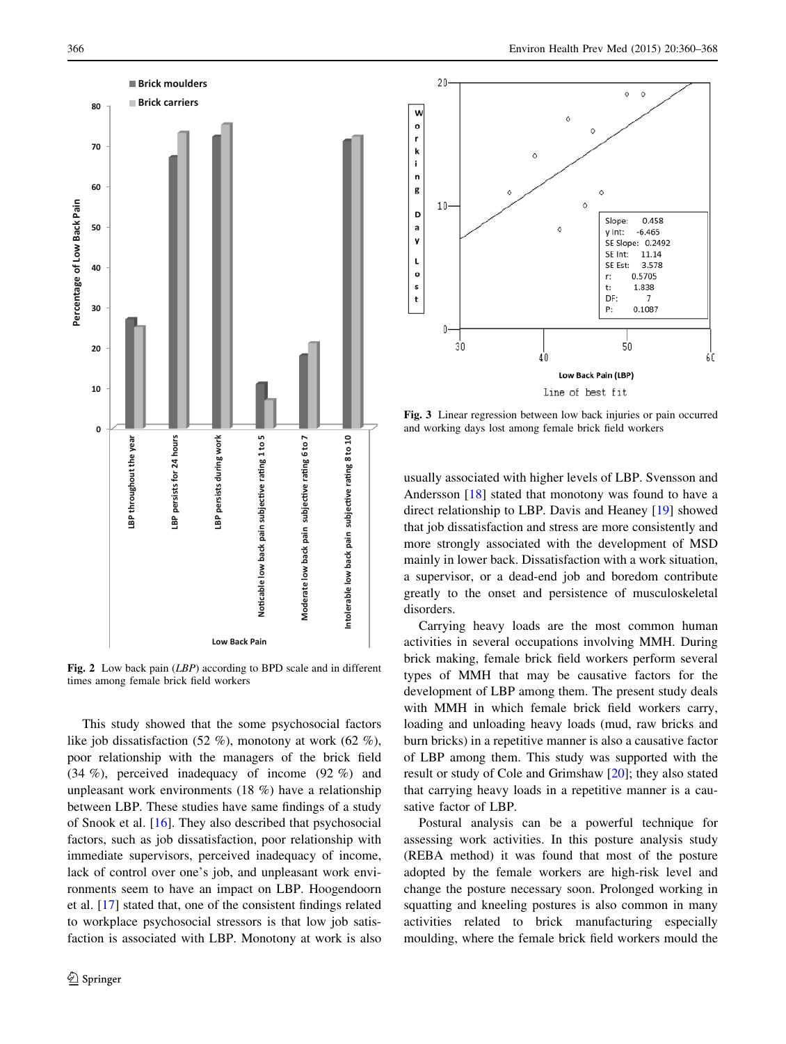Fig. 2 Low back pain (*LBP*) according to BPD scale and in different times among female brick field workers

This study showed that the some psychosocial factors like job dissatisfaction (52 %), monotony at work (62 %), poor relationship with the managers of the brick field (34 %), perceived inadequacy of income (92 %) and unpleasant work environments (18 %) have a relationship between LBP. These studies have same findings of a study of Snook et al. [16]. They also described that psychosocial factors, such as job dissatisfaction, poor relationship with immediate supervisors, perceived inadequacy of income, lack of control over one's job, and unpleasant work environments seem to have an impact on LBP. Hoogendoorn et al. [17] stated that, one of the consistent findings related to workplace psychosocial stressors is that low job satisfaction is associated with LBP. Monotony at work is also usually associated with higher levels of LBP. Svensson and Andersson [18] stated that monotony was found to have a direct relationship to LBP. Davis and Heaney [19] showed that job dissatisfaction and stress are more consistently and more strongly associated with the development of MSD mainly in lower back. Dissatisfaction with a work situation, a supervisor, or a dead-end job and boredom contribute greatly to the onset and persistence of musculoskeletal disorders.

Fig. 3 Linear regression between low back injuries or pain occurred and working days lost among female brick field workers

Carrying heavy loads are the most common human activities in several occupations involving MMH. During brick making, female brick field workers perform several types of MMH that may be causative factors for the development of LBP among them. The present study deals with MMH in which female brick field workers carry, loading and unloading heavy loads (mud, raw bricks and burn bricks) in a repetitive manner is also a causative factor of LBP among them. This study was supported with the result or study of Cole and Grimshaw [20]; they also stated that carrying heavy loads in a repetitive manner is a causative factor of LBP.

Postural analysis can be a powerful technique for assessing work activities. In this posture analysis study (REBA method) it was found that most of the posture adopted by the female workers are high-risk level and change the posture necessary soon. Prolonged working in squatting and kneeling postures is also common in many activities related to brick manufacturing especially moulding, where the female brick field workers mould the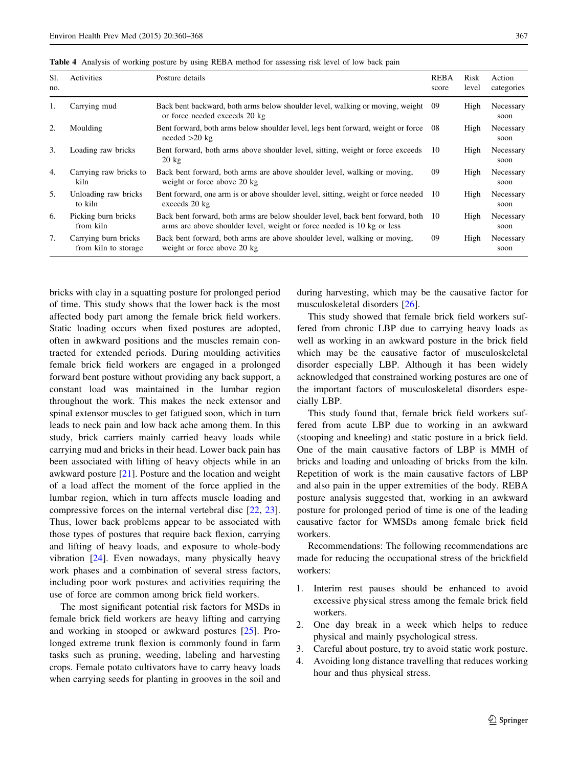Table 4 Analysis of working posture by using REBA method for assessing risk level of low back pain

| Sl. no. | Activities | Posture details | REBA score | Risk level | Action categories |
|---|---|---|---|---|---|
| 1. | Carrying mud | Back bent backward, both arms below shoulder level, walking or moving, weight or force needed exceeds 20 kg | 09 | High | Necessary soon |
| 2. | Moulding | Bent forward, both arms below shoulder level, legs bent forward, weight or force needed >20 kg | 08 | High | Necessary soon |
| 3. | Loading raw bricks | Bent forward, both arms above shoulder level, sitting, weight or force exceeds 20 kg | 10 | High | Necessary soon |
| 4. | Carrying raw bricks to kiln | Back bent forward, both arms are above shoulder level, walking or moving, weight or force above 20 kg | 09 | High | Necessary soon |
| 5. | Unloading raw bricks to kiln | Bent forward, one arm is or above shoulder level, sitting, weight or force needed exceeds 20 kg | 10 | High | Necessary soon |
| 6. | Picking burn bricks from kiln | Back bent forward, both arms are below shoulder level, back bent forward, both arms are above shoulder level, weight or force needed is 10 kg or less | 10 | High | Necessary soon |
| 7. | Carrying burn bricks from kiln to storage | Back bent forward, both arms are above shoulder level, walking or moving, weight or force above 20 kg | 09 | High | Necessary soon |

bricks with clay in a squatting posture for prolonged period of time. This study shows that the lower back is the most affected body part among the female brick field workers. Static loading occurs when fixed postures are adopted, often in awkward positions and the muscles remain contracted for extended periods. During moulding activities female brick field workers are engaged in a prolonged forward bent posture without providing any back support, a constant load was maintained in the lumbar region throughout the work. This makes the neck extensor and spinal extensor muscles to get fatigued soon, which in turn leads to neck pain and low back ache among them. In this study, brick carriers mainly carried heavy loads while carrying mud and bricks in their head. Lower back pain has been associated with lifting of heavy objects while in an awkward posture [21]. Posture and the location and weight of a load affect the moment of the force applied in the lumbar region, which in turn affects muscle loading and compressive forces on the internal vertebral disc [22, 23]. Thus, lower back problems appear to be associated with those types of postures that require back flexion, carrying and lifting of heavy loads, and exposure to whole-body vibration [24]. Even nowadays, many physically heavy work phases and a combination of several stress factors, including poor work postures and activities requiring the use of force are common among brick field workers.

The most significant potential risk factors for MSDs in female brick field workers are heavy lifting and carrying and working in stooped or awkward postures [25]. Prolonged extreme trunk flexion is commonly found in farm tasks such as pruning, weeding, labeling and harvesting crops. Female potato cultivators have to carry heavy loads when carrying seeds for planting in grooves in the soil and during harvesting, which may be the causative factor for musculoskeletal disorders [26].

This study showed that female brick field workers suffered from chronic LBP due to carrying heavy loads as well as working in an awkward posture in the brick field which may be the causative factor of musculoskeletal disorder especially LBP. Although it has been widely acknowledged that constrained working postures are one of the important factors of musculoskeletal disorders especially LBP.

This study found that, female brick field workers suffered from acute LBP due to working in an awkward (stooping and kneeling) and static posture in a brick field. One of the main causative factors of LBP is MMH of bricks and loading and unloading of bricks from the kiln. Repetition of work is the main causative factors of LBP and also pain in the upper extremities of the body. REBA posture analysis suggested that, working in an awkward posture for prolonged period of time is one of the leading causative factor for WMSDs among female brick field workers.

Recommendations: The following recommendations are made for reducing the occupational stress of the brickfield workers:

1. Interim rest pauses should be enhanced to avoid excessive physical stress among the female brick field workers.
2. One day break in a week which helps to reduce physical and mainly psychological stress.
3. Careful about posture, try to avoid static work posture.
4. Avoiding long distance travelling that reduces working hour and thus physical stress.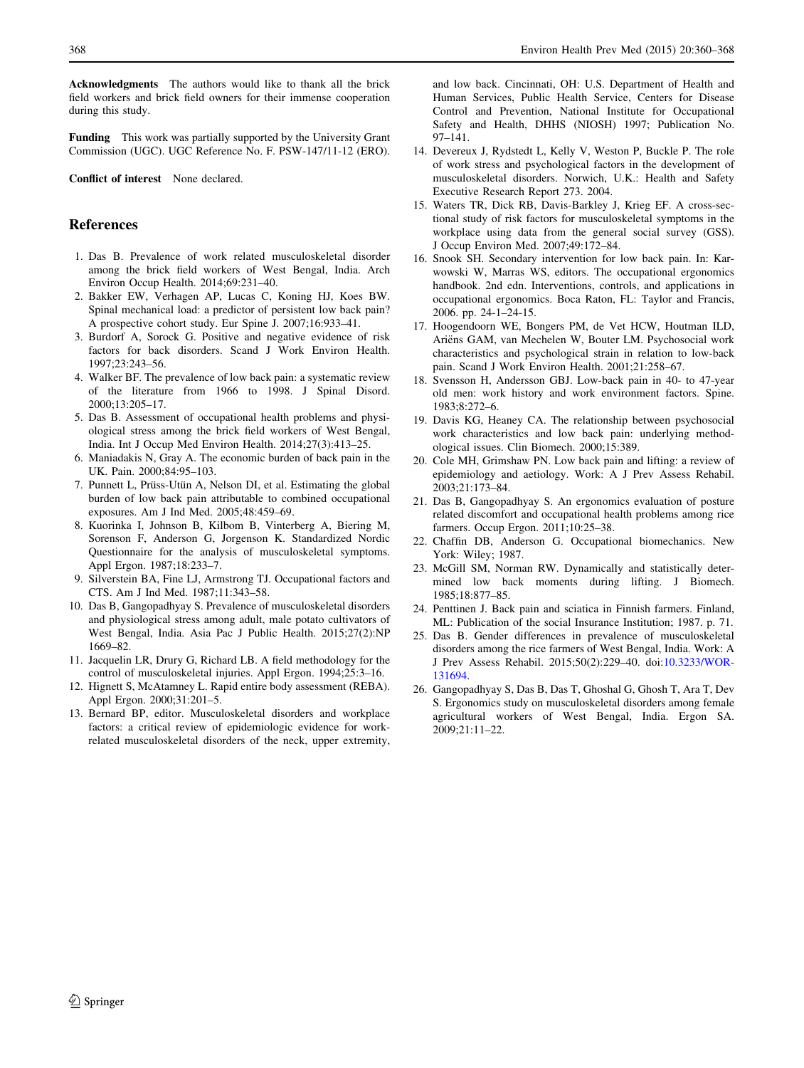**Acknowledgments** The authors would like to thank all the brick field workers and brick field owners for their immense cooperation during this study.

**Funding** This work was partially supported by the University Grant Commission (UGC). UGC Reference No. F. PSW-147/11-12 (ERO).

**Conflict of interest** None declared.

## References

1. Das B. Prevalence of work related musculoskeletal disorder among the brick field workers of West Bengal, India. Arch Environ Occup Health. 2014;69:231–40.
2. Bakker EW, Verhagen AP, Lucas C, Koning HJ, Koes BW. Spinal mechanical load: a predictor of persistent low back pain? A prospective cohort study. Eur Spine J. 2007;16:933–41.
3. Burdorf A, Sorock G. Positive and negative evidence of risk factors for back disorders. Scand J Work Environ Health. 1997;23:243–56.
4. Walker BF. The prevalence of low back pain: a systematic review of the literature from 1966 to 1998. J Spinal Disord. 2000;13:205–17.
5. Das B. Assessment of occupational health problems and physiological stress among the brick field workers of West Bengal, India. Int J Occup Med Environ Health. 2014;27(3):413–25.
6. Maniadakis N, Gray A. The economic burden of back pain in the UK. Pain. 2000;84:95–103.
7. Punnett L, Prüss-Utün A, Nelson DI, et al. Estimating the global burden of low back pain attributable to combined occupational exposures. Am J Ind Med. 2005;48:459–69.
8. Kuorinka I, Johnson B, Kilbom B, Vinterberg A, Biering M, Sorenson F, Anderson G, Jorgenson K. Standardized Nordic Questionnaire for the analysis of musculoskeletal symptoms. Appl Ergon. 1987;18:233–7.
9. Silverstein BA, Fine LJ, Armstrong TJ. Occupational factors and CTS. Am J Ind Med. 1987;11:343–58.
10. Das B, Gangopadhyay S. Prevalence of musculoskeletal disorders and physiological stress among adult, male potato cultivators of West Bengal, India. Asia Pac J Public Health. 2015;27(2):NP 1669–82.
11. Jacquelin LR, Drury G, Richard LB. A field methodology for the control of musculoskeletal injuries. Appl Ergon. 1994;25:3–16.
12. Hignett S, McAtamney L. Rapid entire body assessment (REBA). Appl Ergon. 2000;31:201–5.
13. Bernard BP, editor. Musculoskeletal disorders and workplace factors: a critical review of epidemiologic evidence for work-related musculoskeletal disorders of the neck, upper extremity, and low back. Cincinnati, OH: U.S. Department of Health and Human Services, Public Health Service, Centers for Disease Control and Prevention, National Institute for Occupational Safety and Health, DHHS (NIOSH) 1997; Publication No. 97–141.
14. Devereux J, Rydstedt L, Kelly V, Weston P, Buckle P. The role of work stress and psychological factors in the development of musculoskeletal disorders. Norwich, U.K.: Health and Safety Executive Research Report 273. 2004.
15. Waters TR, Dick RB, Davis-Barkley J, Krieg EF. A cross-sectional study of risk factors for musculoskeletal symptoms in the workplace using data from the general social survey (GSS). J Occup Environ Med. 2007;49:172–84.
16. Snook SH. Secondary intervention for low back pain. In: Karwowski W, Marras WS, editors. The occupational ergonomics handbook. 2nd edn. Interventions, controls, and applications in occupational ergonomics. Boca Raton, FL: Taylor and Francis, 2006. pp. 24-1–24-15.
17. Hoogendoorn WE, Bongers PM, de Vet HCW, Houtman ILD, Ariëns GAM, van Mechelen W, Bouter LM. Psychosocial work characteristics and psychological strain in relation to low-back pain. Scand J Work Environ Health. 2001;21:258–67.
18. Svensson H, Andersson GBJ. Low-back pain in 40- to 47-year old men: work history and work environment factors. Spine. 1983;8:272–6.
19. Davis KG, Heaney CA. The relationship between psychosocial work characteristics and low back pain: underlying methodological issues. Clin Biomech. 2000;15:389.
20. Cole MH, Grimshaw PN. Low back pain and lifting: a review of epidemiology and aetiology. Work: A J Prev Assess Rehabil. 2003;21:173–84.
21. Das B, Gangopadhyay S. An ergonomics evaluation of posture related discomfort and occupational health problems among rice farmers. Occup Ergon. 2011;10:25–38.
22. Chaffin DB, Anderson G. Occupational biomechanics. New York: Wiley; 1987.
23. McGill SM, Norman RW. Dynamically and statistically determined low back moments during lifting. J Biomech. 1985;18:877–85.
24. Penttinen J. Back pain and sciatica in Finnish farmers. Finland, ML: Publication of the social Insurance Institution; 1987. p. 71.
25. Das B. Gender differences in prevalence of musculoskeletal disorders among the rice farmers of West Bengal, India. Work: A J Prev Assess Rehabil. 2015;50(2):229–40. doi:10.3233/WOR-131694.
26. Gangopadhyay S, Das B, Das T, Ghoshal G, Ghosh T, Ara T, Dev S. Ergonomics study on musculoskeletal disorders among female agricultural workers of West Bengal, India. Ergon SA. 2009;21:11–22.